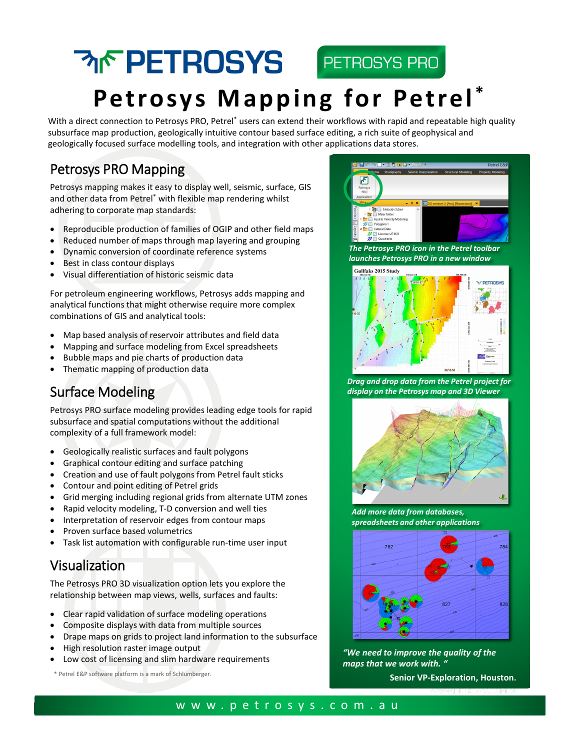PETROSYS PETROSYS PRO

# Petrosys Mapping for Petrel*

With a direct connection to Petrosys PRO, Petrel* users can extend their workflows with rapid and repeatable high quality subsurface map production, geologically intuitive contour based surface editing, a rich suite of geophysical and geologically focused surface modelling tools, and integration with other applications data stores.

## Petrosys PRO Mapping

Petrosys mapping makes it easy to display well, seismic, surface, GIS and other data from Petrel* with flexible map rendering whilst adhering to corporate map standards:

- Reproducible production of families of OGIP and other field maps
- Reduced number of maps through map layering and grouping
- Dynamic conversion of coordinate reference systems
- Best in class contour displays
- Visual differentiation of historic seismic data

For petroleum engineering workflows, Petrosys adds mapping and analytical functions that might otherwise require more complex combinations of GIS and analytical tools:

- Map based analysis of reservoir attributes and field data
- Mapping and surface modeling from Excel spreadsheets
- Bubble maps and pie charts of production data
- Thematic mapping of production data

## Surface Modeling

Petrosys PRO surface modeling provides leading edge tools for rapid subsurface and spatial computations without the additional complexity of a full framework model:

- Geologically realistic surfaces and fault polygons
- Graphical contour editing and surface patching
- Creation and use of fault polygons from Petrel fault sticks
- Contour and point editing of Petrel grids
- Grid merging including regional grids from alternate UTM zones
- Rapid velocity modeling, T-D conversion and well ties
- Interpretation of reservoir edges from contour maps
- Proven surface based volumetrics
- Task list automation with configurable run-time user input

## Visualization

The Petrosys PRO 3D visualization option lets you explore the relationship between map views, wells, surfaces and faults:

- Clear rapid validation of surface modeling operations
- Composite displays with data from multiple sources
- Drape maps on grids to project land information to the subsurface
- High resolution raster image output
- Low cost of licensing and slim hardware requirements

\* Petrel E&P software platform is a mark of Schlumberger.

***The Petrosys PRO icon in the Petrel toolbar launches Petrosys PRO in a new window***

***Drag and drop data from the Petrel project for display on the Petrosys map and 3D Viewer***

***Add more data from databases, spreadsheets and other applications***

***"We need to improve the quality of the maps that we work with."***

**Senior VP-Exploration, Houston.**

www.petrosys.com.au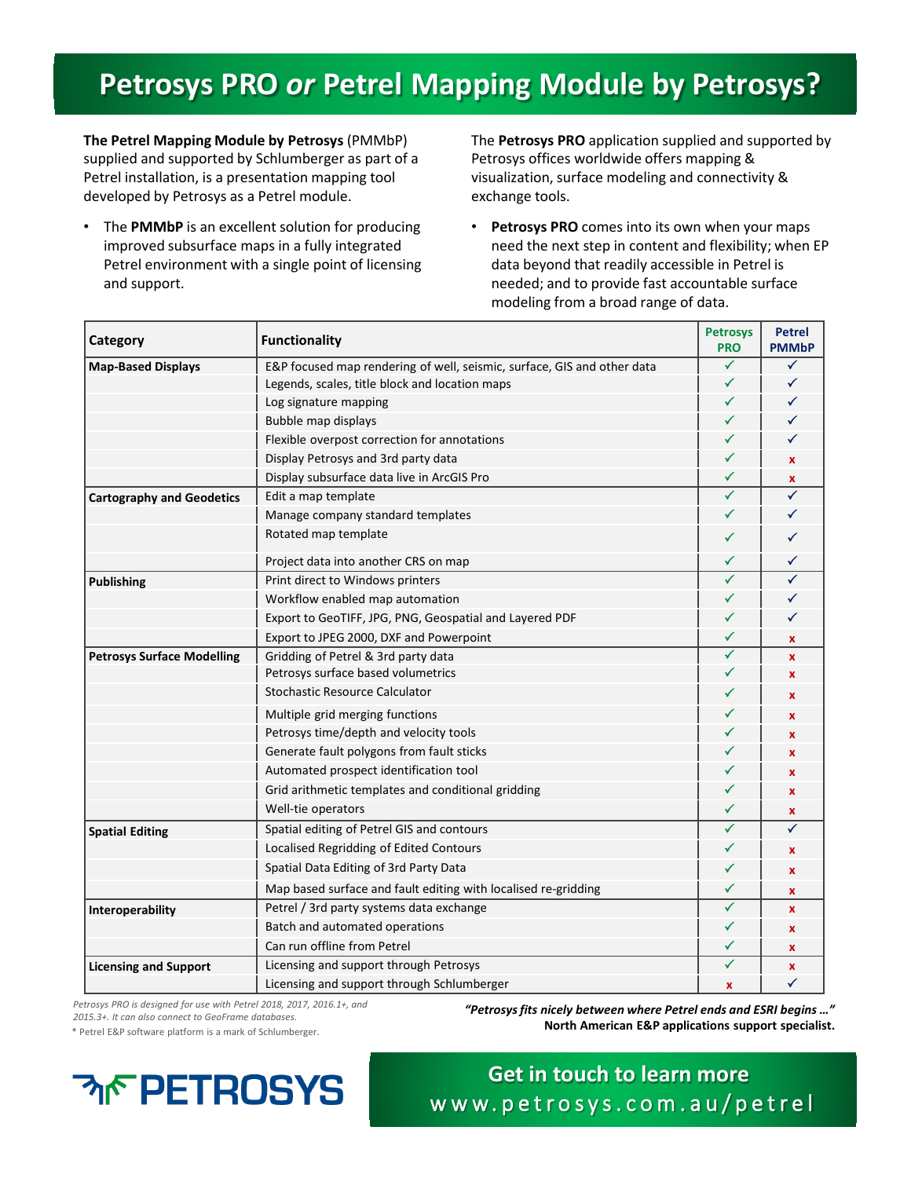# Petrosys PRO *or* Petrel Mapping Module by Petrosys?

**The Petrel Mapping Module by Petrosys** (PMMbP) supplied and supported by Schlumberger as part of a Petrel installation, is a presentation mapping tool developed by Petrosys as a Petrel module.

- The **PMMbP** is an excellent solution for producing improved subsurface maps in a fully integrated Petrel environment with a single point of licensing and support.

The **Petrosys PRO** application supplied and supported by Petrosys offices worldwide offers mapping & visualization, surface modeling and connectivity & exchange tools.

- **Petrosys PRO** comes into its own when your maps need the next step in content and flexibility; when EP data beyond that readily accessible in Petrel is needed; and to provide fast accountable surface modeling from a broad range of data.

| Category | Functionality | Petrosys PRO | Petrel PMMbP |
|---|---|---|---|
| **Map-Based Displays** | E&P focused map rendering of well, seismic, surface, GIS and other data | ✓ | ✓ |
| | Legends, scales, title block and location maps | ✓ | ✓ |
| | Log signature mapping | ✓ | ✓ |
| | Bubble map displays | ✓ | ✓ |
| | Flexible overpost correction for annotations | ✓ | ✓ |
| | Display Petrosys and 3rd party data | ✓ | x |
| | Display subsurface data live in ArcGIS Pro | ✓ | x |
| **Cartography and Geodetics** | Edit a map template | ✓ | ✓ |
| | Manage company standard templates | ✓ | ✓ |
| | Rotated map template | ✓ | ✓ |
| | Project data into another CRS on map | ✓ | ✓ |
| **Publishing** | Print direct to Windows printers | ✓ | ✓ |
| | Workflow enabled map automation | ✓ | ✓ |
| | Export to GeoTIFF, JPG, PNG, Geospatial and Layered PDF | ✓ | ✓ |
| | Export to JPEG 2000, DXF and Powerpoint | ✓ | x |
| **Petrosys Surface Modelling** | Gridding of Petrel & 3rd party data | ✓ | x |
| | Petrosys surface based volumetrics | ✓ | x |
| | Stochastic Resource Calculator | ✓ | x |
| | Multiple grid merging functions | ✓ | x |
| | Petrosys time/depth and velocity tools | ✓ | x |
| | Generate fault polygons from fault sticks | ✓ | x |
| | Automated prospect identification tool | ✓ | x |
| | Grid arithmetic templates and conditional gridding | ✓ | x |
| | Well-tie operators | ✓ | x |
| **Spatial Editing** | Spatial editing of Petrel GIS and contours | ✓ | ✓ |
| | Localised Regridding of Edited Contours | ✓ | x |
| | Spatial Data Editing of 3rd Party Data | ✓ | x |
| | Map based surface and fault editing with localised re-gridding | ✓ | x |
| **Interoperability** | Petrel / 3rd party systems data exchange | ✓ | x |
| | Batch and automated operations | ✓ | x |
| | Can run offline from Petrel | ✓ | x |
| **Licensing and Support** | Licensing and support through Petrosys | ✓ | x |
| | Licensing and support through Schlumberger | x | ✓ |

*Petrosys PRO is designed for use with Petrel 2018, 2017, 2016.1+, and 2015.3+. It can also connect to GeoFrame databases.*

* Petrel E&P software platform is a mark of Schlumberger.

***"Petrosys fits nicely between where Petrel ends and ESRI begins …"***
**North American E&P applications support specialist.**

PETROSYS

**Get in touch to learn more**
www.petrosys.com.au/petrel